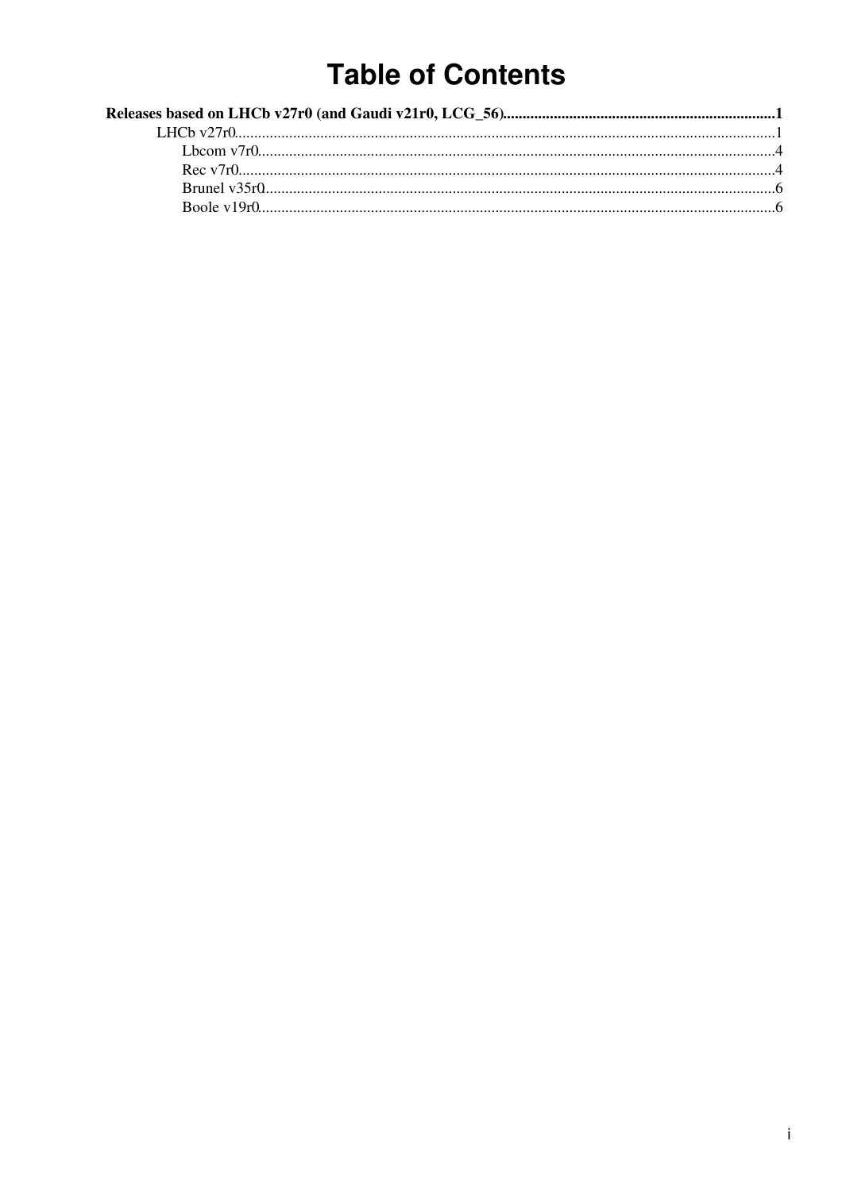# Table of Contents

**Releases based on LHCb v27r0 (and Gaudi v21r0, LCG_56)......................................................................1**

- LHCb v27r0.........................................................................................................................................1
  - Lbcom v7r0....................................................................................................................................4
  - Rec v7r0.........................................................................................................................................4
  - Brunel v35r0..................................................................................................................................6
  - Boole v19r0...................................................................................................................................6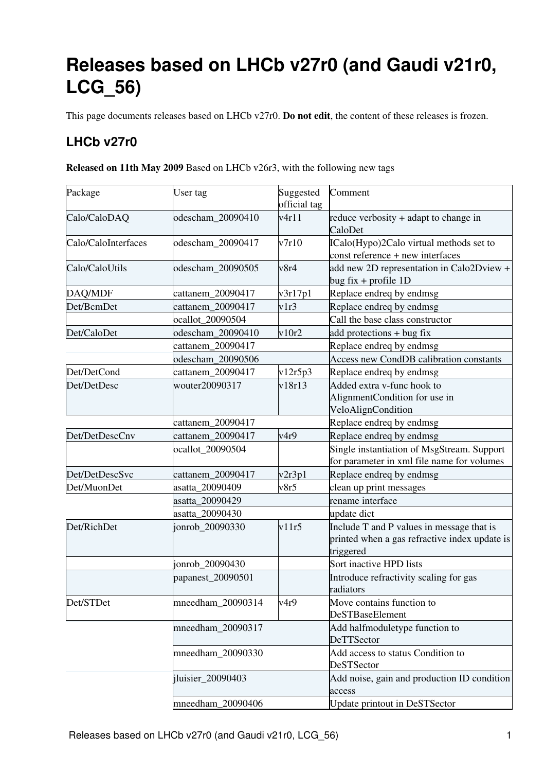# Releases based on LHCb v27r0 (and Gaudi v21r0, LCG_56)

This page documents releases based on LHCb v27r0. **Do not edit**, the content of these releases is frozen.

## LHCb v27r0

**Released on 11th May 2009** Based on LHCb v26r3, with the following new tags

| Package | User tag | Suggested official tag | Comment |
|---|---|---|---|
| Calo/CaloDAQ | odescham_20090410 | v4r11 | reduce verbosity + adapt to change in CaloDet |
| Calo/CaloInterfaces | odescham_20090417 | v7r10 | ICalo(Hypo)2Calo virtual methods set to const reference + new interfaces |
| Calo/CaloUtils | odescham_20090505 | v8r4 | add new 2D representation in Calo2Dview + bug fix + profile 1D |
| DAQ/MDF | cattanem_20090417 | v3r17p1 | Replace endreq by endmsg |
| Det/BcmDet | cattanem_20090417 | v1r3 | Replace endreq by endmsg |
| | ocallot_20090504 | | Call the base class constructor |
| Det/CaloDet | odescham_20090410 | v10r2 | add protections + bug fix |
| | cattanem_20090417 | | Replace endreq by endmsg |
| | odescham_20090506 | | Access new CondDB calibration constants |
| Det/DetCond | cattanem_20090417 | v12r5p3 | Replace endreq by endmsg |
| Det/DetDesc | wouter20090317 | v18r13 | Added extra v-func hook to AlignmentCondition for use in VeloAlignCondition |
| | cattanem_20090417 | | Replace endreq by endmsg |
| Det/DetDescCnv | cattanem_20090417 | v4r9 | Replace endreq by endmsg |
| | ocallot_20090504 | | Single instantiation of MsgStream. Support for parameter in xml file name for volumes |
| Det/DetDescSvc | cattanem_20090417 | v2r3p1 | Replace endreq by endmsg |
| Det/MuonDet | asatta_20090409 | v8r5 | clean up print messages |
| | asatta_20090429 | | rename interface |
| | asatta_20090430 | | update dict |
| Det/RichDet | jonrob_20090330 | v11r5 | Include T and P values in message that is printed when a gas refractive index update is triggered |
| | jonrob_20090430 | | Sort inactive HPD lists |
| | papanest_20090501 | | Introduce refractivity scaling for gas radiators |
| Det/STDet | mneedham_20090314 | v4r9 | Move contains function to DeSTBaseElement |
| | mneedham_20090317 | | Add halfmoduletype function to DeTTSector |
| | mneedham_20090330 | | Add access to status Condition to DeSTSector |
| | jluisier_20090403 | | Add noise, gain and production ID condition access |
| | mneedham_20090406 | | Update printout in DeSTSector |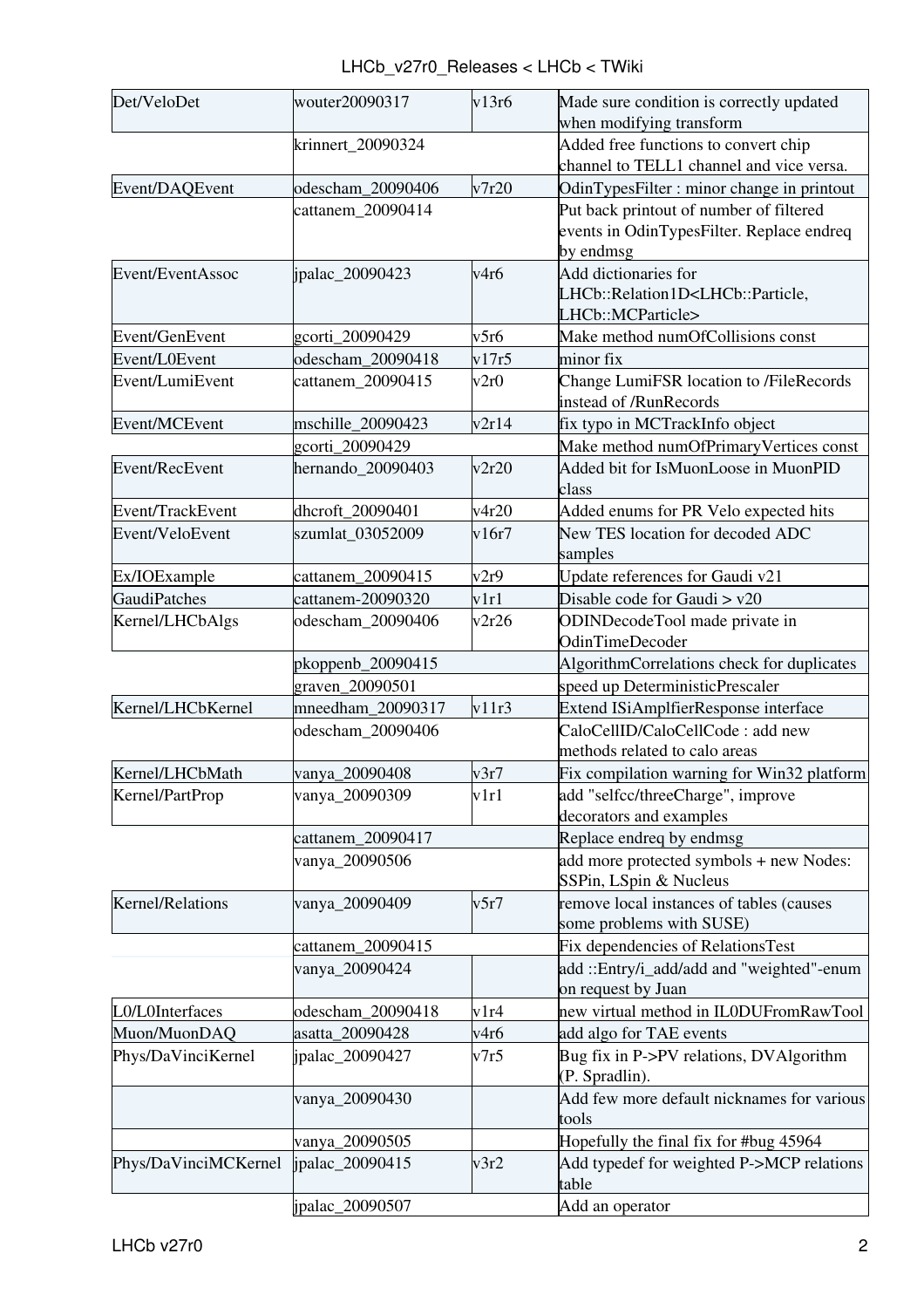| | | | |
|---|---|---|---|
| Det/VeloDet | wouter20090317 | v13r6 | Made sure condition is correctly updated when modifying transform |
| | krinnert_20090324 | | Added free functions to convert chip channel to TELL1 channel and vice versa. |
| Event/DAQEvent | odescham_20090406 | v7r20 | OdinTypesFilter : minor change in printout |
| | cattanem_20090414 | | Put back printout of number of filtered events in OdinTypesFilter. Replace endreq by endmsg |
| Event/EventAssoc | jpalac_20090423 | v4r6 | Add dictionaries for LHCb::Relation1D<LHCb::Particle, LHCb::MCParticle> |
| Event/GenEvent | gcorti_20090429 | v5r6 | Make method numOfCollisions const |
| Event/L0Event | odescham_20090418 | v17r5 | minor fix |
| Event/LumiEvent | cattanem_20090415 | v2r0 | Change LumiFSR location to /FileRecords instead of /RunRecords |
| Event/MCEvent | mschille_20090423 | v2r14 | fix typo in MCTrackInfo object |
| | gcorti_20090429 | | Make method numOfPrimaryVertices const |
| Event/RecEvent | hernando_20090403 | v2r20 | Added bit for IsMuonLoose in MuonPID class |
| Event/TrackEvent | dhcroft_20090401 | v4r20 | Added enums for PR Velo expected hits |
| Event/VeloEvent | szumlat_03052009 | v16r7 | New TES location for decoded ADC samples |
| Ex/IOExample | cattanem_20090415 | v2r9 | Update references for Gaudi v21 |
| GaudiPatches | cattanem-20090320 | v1r1 | Disable code for Gaudi > v20 |
| Kernel/LHCbAlgs | odescham_20090406 | v2r26 | ODINDecodeTool made private in OdinTimeDecoder |
| | pkoppenb_20090415 | | AlgorithmCorrelations check for duplicates |
| | graven_20090501 | | speed up DeterministicPrescaler |
| Kernel/LHCbKernel | mneedham_20090317 | v11r3 | Extend ISiAmplfierResponse interface |
| | odescham_20090406 | | CaloCellID/CaloCellCode : add new methods related to calo areas |
| Kernel/LHCbMath | vanya_20090408 | v3r7 | Fix compilation warning for Win32 platform |
| Kernel/PartProp | vanya_20090309 | v1r1 | add "selfcc/threeCharge", improve decorators and examples |
| | cattanem_20090417 | | Replace endreq by endmsg |
| | vanya_20090506 | | add more protected symbols + new Nodes: SSPin, LSpin & Nucleus |
| Kernel/Relations | vanya_20090409 | v5r7 | remove local instances of tables (causes some problems with SUSE) |
| | cattanem_20090415 | | Fix dependencies of RelationsTest |
| | vanya_20090424 | | add ::Entry/i_add/add and "weighted"-enum on request by Juan |
| L0/L0Interfaces | odescham_20090418 | v1r4 | new virtual method in IL0DUFromRawTool |
| Muon/MuonDAQ | asatta_20090428 | v4r6 | add algo for TAE events |
| Phys/DaVinciKernel | jpalac_20090427 | v7r5 | Bug fix in P->PV relations, DVAlgorithm (P. Spradlin). |
| | vanya_20090430 | | Add few more default nicknames for various tools |
| | vanya_20090505 | | Hopefully the final fix for #bug 45964 |
| Phys/DaVinciMCKernel | jpalac_20090415 | v3r2 | Add typedef for weighted P->MCP relations table |
| | jpalac_20090507 | | Add an operator |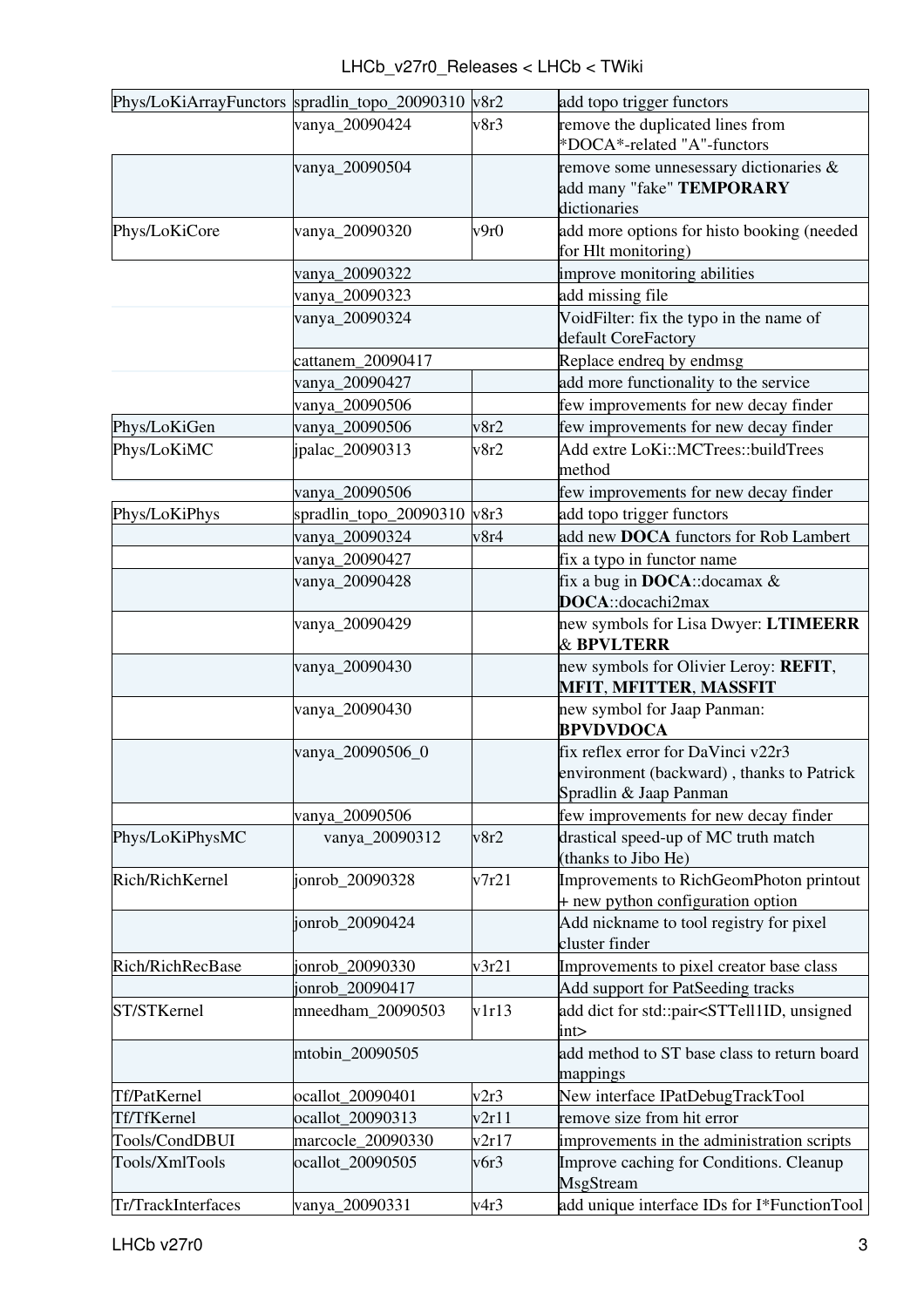| | | | |
|---|---|---|---|
| Phys/LoKiArrayFunctors | spradlin_topo_20090310 | v8r2 | add topo trigger functors |
| | vanya_20090424 | v8r3 | remove the duplicated lines from *DOCA*-related "A"-functors |
| | vanya_20090504 | | remove some unnesessary dictionaries & add many "fake" **TEMPORARY** dictionaries |
| Phys/LoKiCore | vanya_20090320 | v9r0 | add more options for histo booking (needed for Hlt monitoring) |
| | vanya_20090322 | | improve monitoring abilities |
| | vanya_20090323 | | add missing file |
| | vanya_20090324 | | VoidFilter: fix the typo in the name of default CoreFactory |
| | cattanem_20090417 | | Replace endreq by endmsg |
| | vanya_20090427 | | add more functionality to the service |
| | vanya_20090506 | | few improvements for new decay finder |
| Phys/LoKiGen | vanya_20090506 | v8r2 | few improvements for new decay finder |
| Phys/LoKiMC | jpalac_20090313 | v8r2 | Add extre LoKi::MCTrees::buildTrees method |
| | vanya_20090506 | | few improvements for new decay finder |
| Phys/LoKiPhys | spradlin_topo_20090310 | v8r3 | add topo trigger functors |
| | vanya_20090324 | v8r4 | add new **DOCA** functors for Rob Lambert |
| | vanya_20090427 | | fix a typo in functor name |
| | vanya_20090428 | | fix a bug in **DOCA**::docamax & **DOCA**::docachi2max |
| | vanya_20090429 | | new symbols for Lisa Dwyer: **LTIMEERR** & **BPVLTERR** |
| | vanya_20090430 | | new symbols for Olivier Leroy: **REFIT**, **MFIT**, **MFITTER**, **MASSFIT** |
| | vanya_20090430 | | new symbol for Jaap Panman: **BPVDVDOCA** |
| | vanya_20090506_0 | | fix reflex error for DaVinci v22r3 environment (backward) , thanks to Patrick Spradlin & Jaap Panman |
| | vanya_20090506 | | few improvements for new decay finder |
| Phys/LoKiPhysMC | vanya_20090312 | v8r2 | drastical speed-up of MC truth match (thanks to Jibo He) |
| Rich/RichKernel | jonrob_20090328 | v7r21 | Improvements to RichGeomPhoton printout + new python configuration option |
| | jonrob_20090424 | | Add nickname to tool registry for pixel cluster finder |
| Rich/RichRecBase | jonrob_20090330 | v3r21 | Improvements to pixel creator base class |
| | jonrob_20090417 | | Add support for PatSeeding tracks |
| ST/STKernel | mneedham_20090503 | v1r13 | add dict for std::pair<STTell1ID, unsigned int> |
| | mtobin_20090505 | | add method to ST base class to return board mappings |
| Tf/PatKernel | ocallot_20090401 | v2r3 | New interface IPatDebugTrackTool |
| Tf/TfKernel | ocallot_20090313 | v2r11 | remove size from hit error |
| Tools/CondDBUI | marcocle_20090330 | v2r17 | improvements in the administration scripts |
| Tools/XmlTools | ocallot_20090505 | v6r3 | Improve caching for Conditions. Cleanup MsgStream |
| Tr/TrackInterfaces | vanya_20090331 | v4r3 | add unique interface IDs for I*FunctionTool |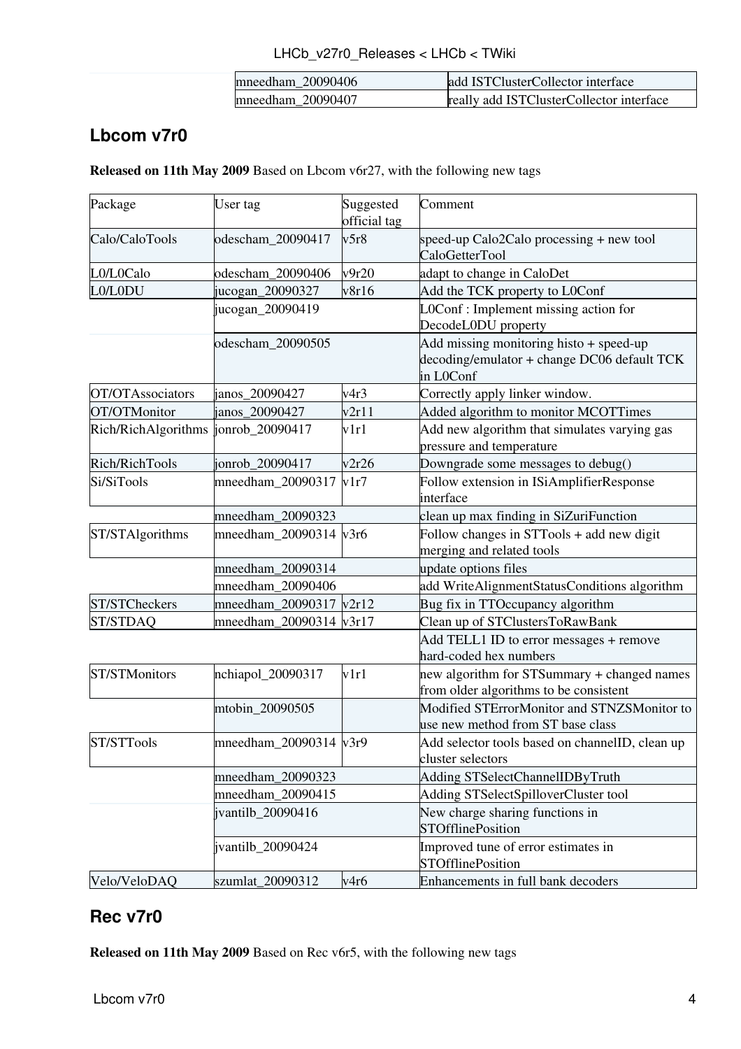| | | |
|---|---|---|
| | mneedham_20090406 | add ISTClusterCollector interface |
| | mneedham_20090407 | really add ISTClusterCollector interface |

## Lbcom v7r0

**Released on 11th May 2009** Based on Lbcom v6r27, with the following new tags

| Package | User tag | Suggested official tag | Comment |
|---|---|---|---|
| Calo/CaloTools | odescham_20090417 | v5r8 | speed-up Calo2Calo processing + new tool CaloGetterTool |
| L0/L0Calo | odescham_20090406 | v9r20 | adapt to change in CaloDet |
| L0/L0DU | jucogan_20090327 | v8r16 | Add the TCK property to L0Conf |
| | jucogan_20090419 | | L0Conf : Implement missing action for DecodeL0DU property |
| | odescham_20090505 | | Add missing monitoring histo + speed-up decoding/emulator + change DC06 default TCK in L0Conf |
| OT/OTAssociators | janos_20090427 | v4r3 | Correctly apply linker window. |
| OT/OTMonitor | janos_20090427 | v2r11 | Added algorithm to monitor MCOTTimes |
| Rich/RichAlgorithms | jonrob_20090417 | v1r1 | Add new algorithm that simulates varying gas pressure and temperature |
| Rich/RichTools | jonrob_20090417 | v2r26 | Downgrade some messages to debug() |
| Si/SiTools | mneedham_20090317 | v1r7 | Follow extension in ISiAmplifierResponse interface |
| | mneedham_20090323 | | clean up max finding in SiZuriFunction |
| ST/STAlgorithms | mneedham_20090314 | v3r6 | Follow changes in STTools + add new digit merging and related tools |
| | mneedham_20090314 | | update options files |
| | mneedham_20090406 | | add WriteAlignmentStatusConditions algorithm |
| ST/STCheckers | mneedham_20090317 | v2r12 | Bug fix in TTOccupancy algorithm |
| ST/STDAQ | mneedham_20090314 | v3r17 | Clean up of STClustersToRawBank |
| | | | Add TELL1 ID to error messages + remove hard-coded hex numbers |
| ST/STMonitors | nchiapol_20090317 | v1r1 | new algorithm for STSummary + changed names from older algorithms to be consistent |
| | mtobin_20090505 | | Modified STErrorMonitor and STNZSMonitor to use new method from ST base class |
| ST/STTools | mneedham_20090314 | v3r9 | Add selector tools based on channelID, clean up cluster selectors |
| | mneedham_20090323 | | Adding STSelectChannelIDByTruth |
| | mneedham_20090415 | | Adding STSelectSpilloverCluster tool |
| | jvantilb_20090416 | | New charge sharing functions in STOfflinePosition |
| | jvantilb_20090424 | | Improved tune of error estimates in STOfflinePosition |
| Velo/VeloDAQ | szumlat_20090312 | v4r6 | Enhancements in full bank decoders |

## Rec v7r0

**Released on 11th May 2009** Based on Rec v6r5, with the following new tags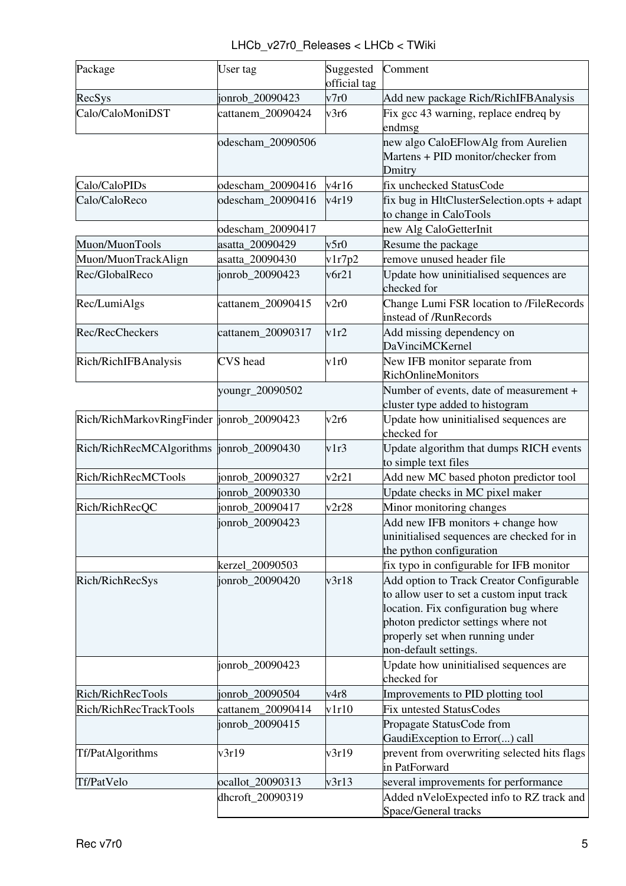| Package | User tag | Suggested official tag | Comment |
| --- | --- | --- | --- |
| RecSys | jonrob_20090423 | v7r0 | Add new package Rich/RichIFBAnalysis |
| Calo/CaloMoniDST | cattanem_20090424 | v3r6 | Fix gcc 43 warning, replace endreq by endmsg |
| | odescham_20090506 | | new algo CaloEFlowAlg from Aurelien Martens + PID monitor/checker from Dmitry |
| Calo/CaloPIDs | odescham_20090416 | v4r16 | fix unchecked StatusCode |
| Calo/CaloReco | odescham_20090416 | v4r19 | fix bug in HltClusterSelection.opts + adapt to change in CaloTools |
| | odescham_20090417 | | new Alg CaloGetterInit |
| Muon/MuonTools | asatta_20090429 | v5r0 | Resume the package |
| Muon/MuonTrackAlign | asatta_20090430 | v1r7p2 | remove unused header file |
| Rec/GlobalReco | jonrob_20090423 | v6r21 | Update how uninitialised sequences are checked for |
| Rec/LumiAlgs | cattanem_20090415 | v2r0 | Change Lumi FSR location to /FileRecords instead of /RunRecords |
| Rec/RecCheckers | cattanem_20090317 | v1r2 | Add missing dependency on DaVinciMCKernel |
| Rich/RichIFBAnalysis | CVS head | v1r0 | New IFB monitor separate from RichOnlineMonitors |
| | youngr_20090502 | | Number of events, date of measurement + cluster type added to histogram |
| Rich/RichMarkovRingFinder | jonrob_20090423 | v2r6 | Update how uninitialised sequences are checked for |
| Rich/RichRecMCAlgorithms | jonrob_20090430 | v1r3 | Update algorithm that dumps RICH events to simple text files |
| Rich/RichRecMCTools | jonrob_20090327 | v2r21 | Add new MC based photon predictor tool |
| | jonrob_20090330 | | Update checks in MC pixel maker |
| Rich/RichRecQC | jonrob_20090417 | v2r28 | Minor monitoring changes |
| | jonrob_20090423 | | Add new IFB monitors + change how uninitialised sequences are checked for in the python configuration |
| | kerzel_20090503 | | fix typo in configurable for IFB monitor |
| Rich/RichRecSys | jonrob_20090420 | v3r18 | Add option to Track Creator Configurable to allow user to set a custom input track location. Fix configuration bug where photon predictor settings where not properly set when running under non-default settings. |
| | jonrob_20090423 | | Update how uninitialised sequences are checked for |
| Rich/RichRecTools | jonrob_20090504 | v4r8 | Improvements to PID plotting tool |
| Rich/RichRecTrackTools | cattanem_20090414 | v1r10 | Fix untested StatusCodes |
| | jonrob_20090415 | | Propagate StatusCode from GaudiException to Error(...) call |
| Tf/PatAlgorithms | v3r19 | v3r19 | prevent from overwriting selected hits flags in PatForward |
| Tf/PatVelo | ocallot_20090313 | v3r13 | several improvements for performance |
| | dhcroft_20090319 | | Added nVeloExpected info to RZ track and Space/General tracks |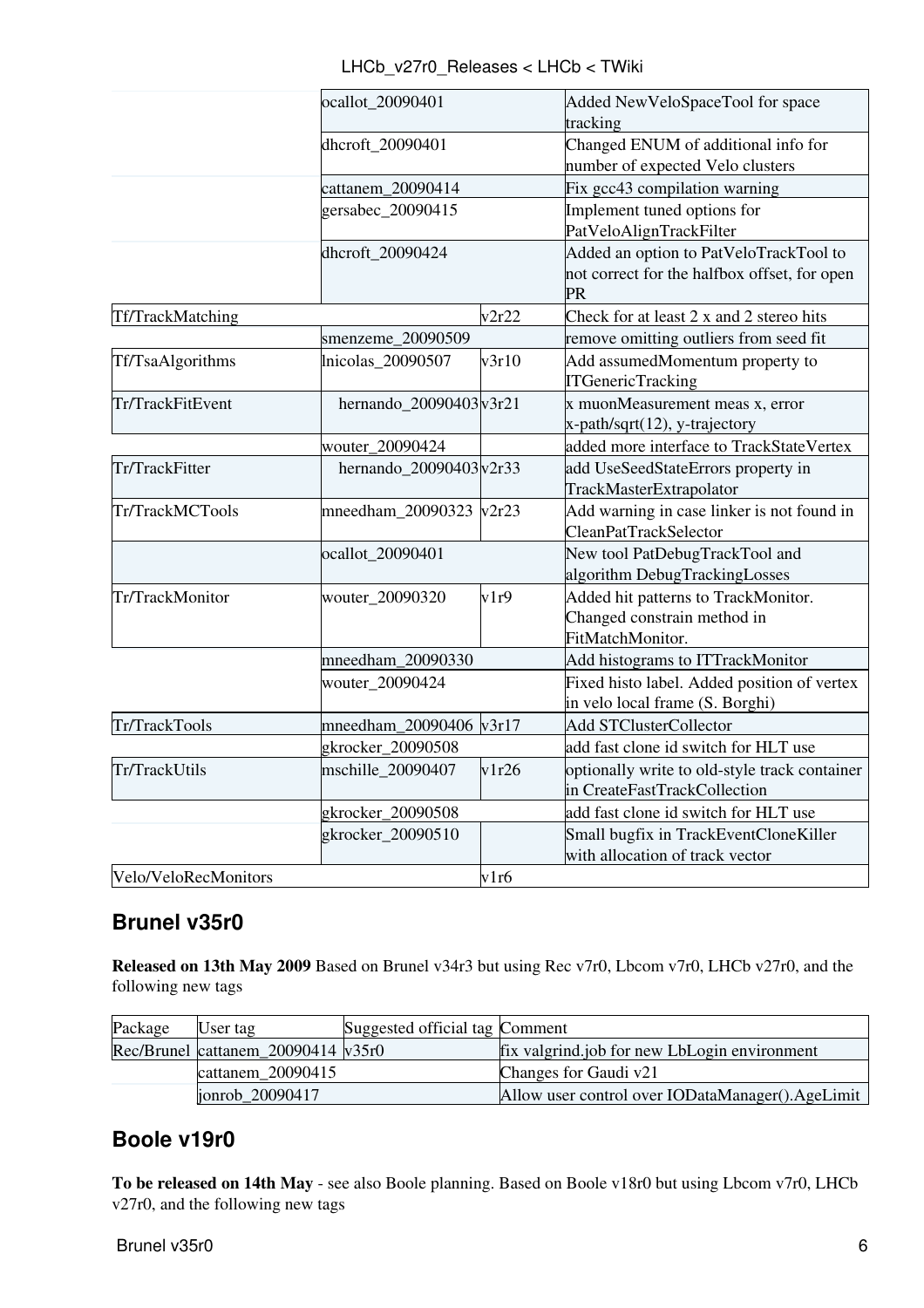| | | | |
|---|---|---|---|
| | ocallot_20090401 | | Added NewVeloSpaceTool for space tracking |
| | dhcroft_20090401 | | Changed ENUM of additional info for number of expected Velo clusters |
| | cattanem_20090414 | | Fix gcc43 compilation warning |
| | gersabec_20090415 | | Implement tuned options for PatVeloAlignTrackFilter |
| | dhcroft_20090424 | | Added an option to PatVeloTrackTool to not correct for the halfbox offset, for open PR |
| Tf/TrackMatching | | v2r22 | Check for at least 2 x and 2 stereo hits |
| | smenzeme_20090509 | | remove omitting outliers from seed fit |
| Tf/TsaAlgorithms | lnicolas_20090507 | v3r10 | Add assumedMomentum property to ITGenericTracking |
| Tr/TrackFitEvent | hernando_20090403 | v3r21 | x muonMeasurement meas x, error x-path/sqrt(12), y-trajectory |
| | wouter_20090424 | | added more interface to TrackStateVertex |
| Tr/TrackFitter | hernando_20090403 | v2r33 | add UseSeedStateErrors property in TrackMasterExtrapolator |
| Tr/TrackMCTools | mneedham_20090323 | v2r23 | Add warning in case linker is not found in CleanPatTrackSelector |
| | ocallot_20090401 | | New tool PatDebugTrackTool and algorithm DebugTrackingLosses |
| Tr/TrackMonitor | wouter_20090320 | v1r9 | Added hit patterns to TrackMonitor. Changed constrain method in FitMatchMonitor. |
| | mneedham_20090330 | | Add histograms to ITTrackMonitor |
| | wouter_20090424 | | Fixed histo label. Added position of vertex in velo local frame (S. Borghi) |
| Tr/TrackTools | mneedham_20090406 | v3r17 | Add STClusterCollector |
| | gkrocker_20090508 | | add fast clone id switch for HLT use |
| Tr/TrackUtils | mschille_20090407 | v1r26 | optionally write to old-style track container in CreateFastTrackCollection |
| | gkrocker_20090508 | | add fast clone id switch for HLT use |
| | gkrocker_20090510 | | Small bugfix in TrackEventCloneKiller with allocation of track vector |
| Velo/VeloRecMonitors | | v1r6 | |

## Brunel v35r0

**Released on 13th May 2009** Based on Brunel v34r3 but using Rec v7r0, Lbcom v7r0, LHCb v27r0, and the following new tags

| Package | User tag | Suggested official tag | Comment |
|---|---|---|---|
| Rec/Brunel | cattanem_20090414 | v35r0 | fix valgrind.job for new LbLogin environment |
| | cattanem_20090415 | | Changes for Gaudi v21 |
| | jonrob_20090417 | | Allow user control over IODataManager().AgeLimit |

## Boole v19r0

**To be released on 14th May** - see also Boole planning. Based on Boole v18r0 but using Lbcom v7r0, LHCb v27r0, and the following new tags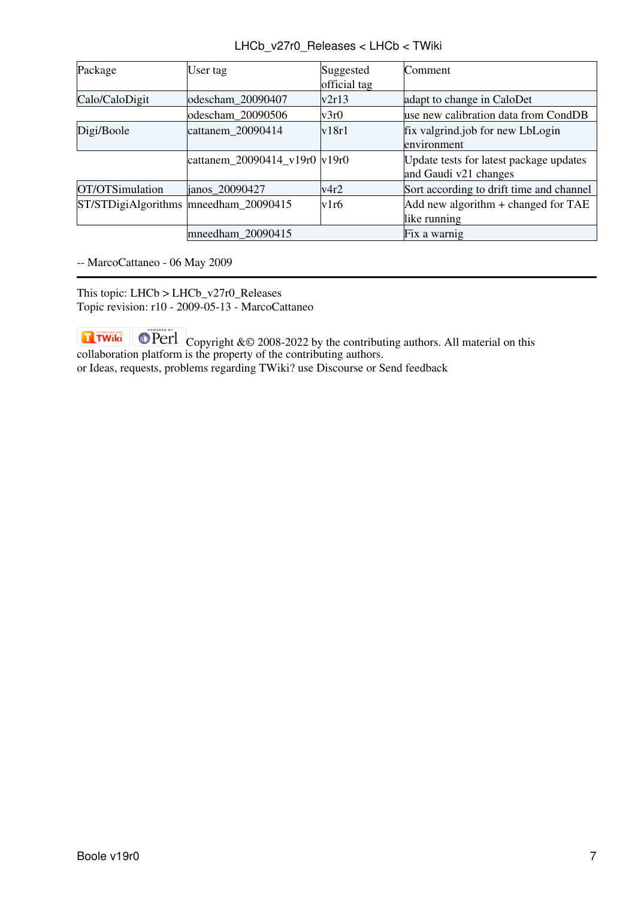| Package | User tag | Suggested official tag | Comment |
|---|---|---|---|
| Calo/CaloDigit | odescham_20090407 | v2r13 | adapt to change in CaloDet |
| | odescham_20090506 | v3r0 | use new calibration data from CondDB |
| Digi/Boole | cattanem_20090414 | v18r1 | fix valgrind.job for new LbLogin environment |
| | cattanem_20090414_v19r0 | v19r0 | Update tests for latest package updates and Gaudi v21 changes |
| OT/OTSimulation | janos_20090427 | v4r2 | Sort according to drift time and channel |
| ST/STDigiAlgorithms | mneedham_20090415 | v1r6 | Add new algorithm + changed for TAE like running |
| | mneedham_20090415 | | Fix a warnig |

-- MarcoCattaneo - 06 May 2009

---

This topic: LHCb > LHCb_v27r0_Releases
Topic revision: r10 - 2009-05-13 - MarcoCattaneo

Copyright &© 2008-2022 by the contributing authors. All material on this collaboration platform is the property of the contributing authors.
or Ideas, requests, problems regarding TWiki? use Discourse or Send feedback